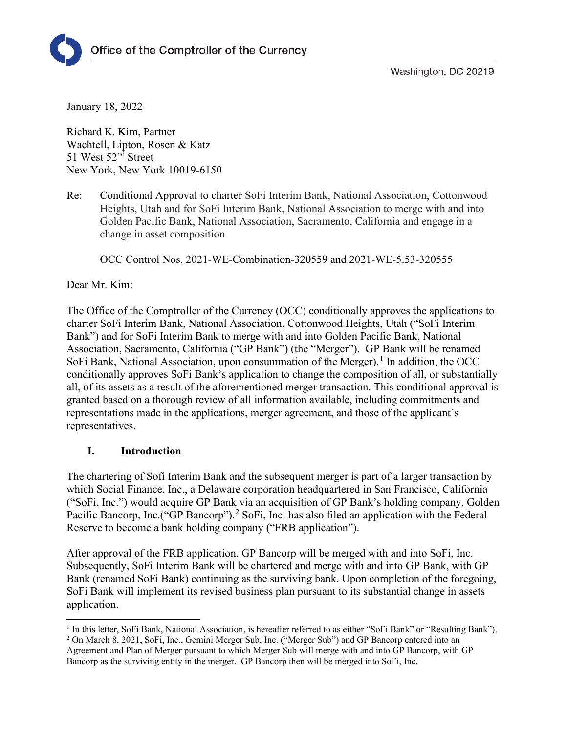Office of the Comptroller of the Currency

Washington, DC 20219

January 18, 2022

Richard K. Kim, Partner
Wachtell, Lipton, Rosen & Katz
51 West 52nd Street
New York, New York 10019-6150

Re: Conditional Approval to charter SoFi Interim Bank, National Association, Cottonwood Heights, Utah and for SoFi Interim Bank, National Association to merge with and into Golden Pacific Bank, National Association, Sacramento, California and engage in a change in asset composition

OCC Control Nos. 2021-WE-Combination-320559 and 2021-WE-5.53-320555

Dear Mr. Kim:

The Office of the Comptroller of the Currency (OCC) conditionally approves the applications to charter SoFi Interim Bank, National Association, Cottonwood Heights, Utah ("SoFi Interim Bank") and for SoFi Interim Bank to merge with and into Golden Pacific Bank, National Association, Sacramento, California ("GP Bank") (the "Merger"). GP Bank will be renamed SoFi Bank, National Association, upon consummation of the Merger).[1] In addition, the OCC conditionally approves SoFi Bank's application to change the composition of all, or substantially all, of its assets as a result of the aforementioned merger transaction. This conditional approval is granted based on a thorough review of all information available, including commitments and representations made in the applications, merger agreement, and those of the applicant's representatives.

## I. Introduction

The chartering of Sofi Interim Bank and the subsequent merger is part of a larger transaction by which Social Finance, Inc., a Delaware corporation headquartered in San Francisco, California ("SoFi, Inc.") would acquire GP Bank via an acquisition of GP Bank's holding company, Golden Pacific Bancorp, Inc.("GP Bancorp").[2] SoFi, Inc. has also filed an application with the Federal Reserve to become a bank holding company ("FRB application").

After approval of the FRB application, GP Bancorp will be merged with and into SoFi, Inc. Subsequently, SoFi Interim Bank will be chartered and merge with and into GP Bank, with GP Bank (renamed SoFi Bank) continuing as the surviving bank. Upon completion of the foregoing, SoFi Bank will implement its revised business plan pursuant to its substantial change in assets application.

[1] In this letter, SoFi Bank, National Association, is hereafter referred to as either "SoFi Bank" or "Resulting Bank").

[2] On March 8, 2021, SoFi, Inc., Gemini Merger Sub, Inc. ("Merger Sub") and GP Bancorp entered into an Agreement and Plan of Merger pursuant to which Merger Sub will merge with and into GP Bancorp, with GP Bancorp as the surviving entity in the merger. GP Bancorp then will be merged into SoFi, Inc.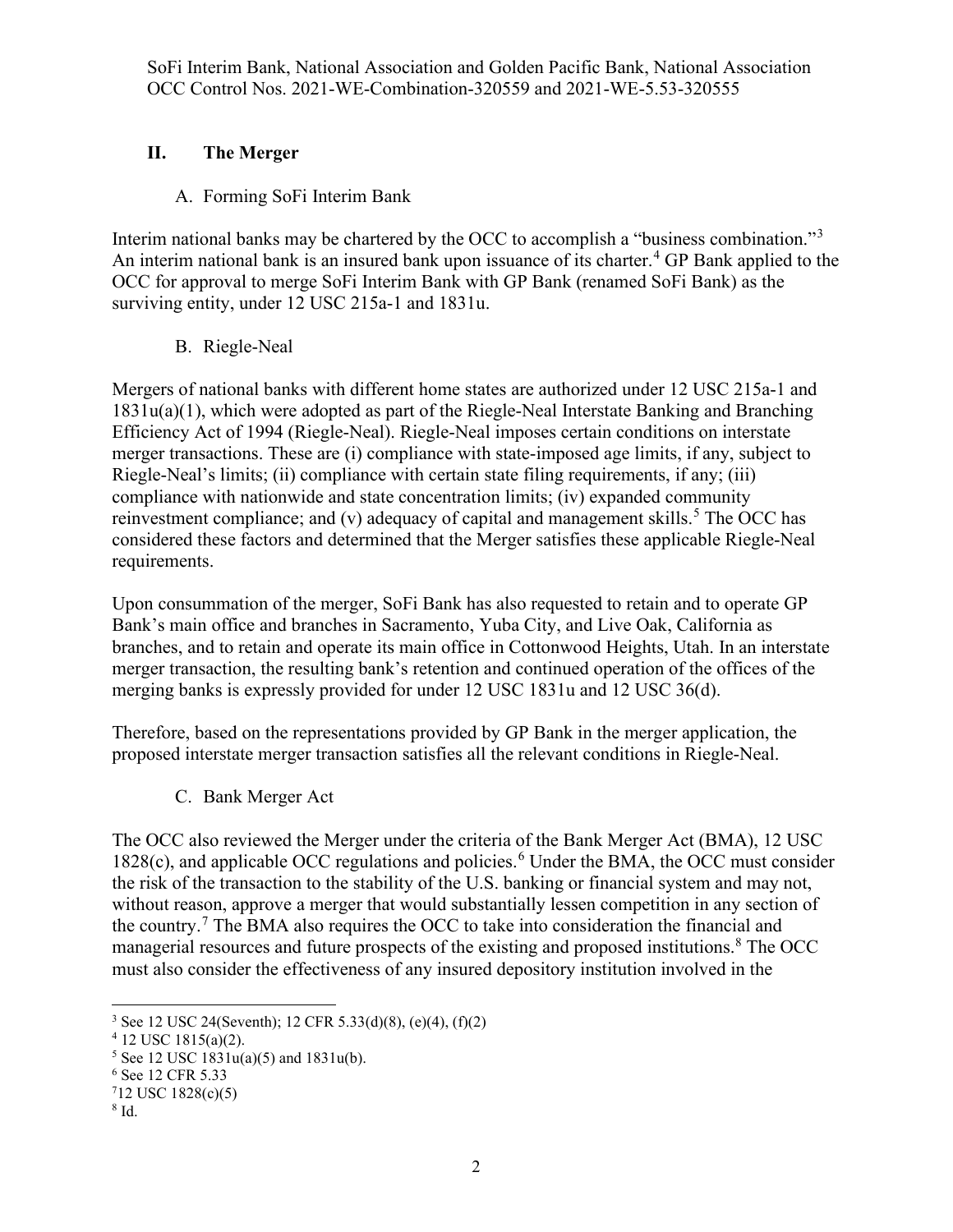## II. The Merger

### A. Forming SoFi Interim Bank

Interim national banks may be chartered by the OCC to accomplish a "business combination."[3] An interim national bank is an insured bank upon issuance of its charter.[4] GP Bank applied to the OCC for approval to merge SoFi Interim Bank with GP Bank (renamed SoFi Bank) as the surviving entity, under 12 USC 215a-1 and 1831u.

### B. Riegle-Neal

Mergers of national banks with different home states are authorized under 12 USC 215a-1 and 1831u(a)(1), which were adopted as part of the Riegle-Neal Interstate Banking and Branching Efficiency Act of 1994 (Riegle-Neal). Riegle-Neal imposes certain conditions on interstate merger transactions. These are (i) compliance with state-imposed age limits, if any, subject to Riegle-Neal's limits; (ii) compliance with certain state filing requirements, if any; (iii) compliance with nationwide and state concentration limits; (iv) expanded community reinvestment compliance; and (v) adequacy of capital and management skills.[5] The OCC has considered these factors and determined that the Merger satisfies these applicable Riegle-Neal requirements.

Upon consummation of the merger, SoFi Bank has also requested to retain and to operate GP Bank's main office and branches in Sacramento, Yuba City, and Live Oak, California as branches, and to retain and operate its main office in Cottonwood Heights, Utah. In an interstate merger transaction, the resulting bank's retention and continued operation of the offices of the merging banks is expressly provided for under 12 USC 1831u and 12 USC 36(d).

Therefore, based on the representations provided by GP Bank in the merger application, the proposed interstate merger transaction satisfies all the relevant conditions in Riegle-Neal.

### C. Bank Merger Act

The OCC also reviewed the Merger under the criteria of the Bank Merger Act (BMA), 12 USC 1828(c), and applicable OCC regulations and policies.[6] Under the BMA, the OCC must consider the risk of the transaction to the stability of the U.S. banking or financial system and may not, without reason, approve a merger that would substantially lessen competition in any section of the country.[7] The BMA also requires the OCC to take into consideration the financial and managerial resources and future prospects of the existing and proposed institutions.[8] The OCC must also consider the effectiveness of any insured depository institution involved in the

---

[3] See 12 USC 24(Seventh); 12 CFR 5.33(d)(8), (e)(4), (f)(2)

[4] 12 USC 1815(a)(2).

[5] See 12 USC 1831u(a)(5) and 1831u(b).

[6] See 12 CFR 5.33

[7] 12 USC 1828(c)(5)

[8] Id.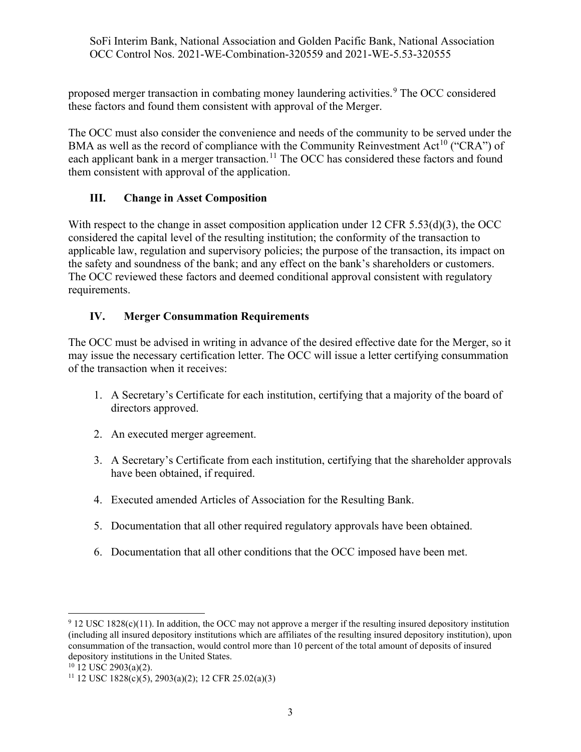proposed merger transaction in combating money laundering activities.[9] The OCC considered these factors and found them consistent with approval of the Merger.

The OCC must also consider the convenience and needs of the community to be served under the BMA as well as the record of compliance with the Community Reinvestment Act[10] ("CRA") of each applicant bank in a merger transaction.[11] The OCC has considered these factors and found them consistent with approval of the application.

## III. Change in Asset Composition

With respect to the change in asset composition application under 12 CFR 5.53(d)(3), the OCC considered the capital level of the resulting institution; the conformity of the transaction to applicable law, regulation and supervisory policies; the purpose of the transaction, its impact on the safety and soundness of the bank; and any effect on the bank's shareholders or customers. The OCC reviewed these factors and deemed conditional approval consistent with regulatory requirements.

## IV. Merger Consummation Requirements

The OCC must be advised in writing in advance of the desired effective date for the Merger, so it may issue the necessary certification letter. The OCC will issue a letter certifying consummation of the transaction when it receives:

1. A Secretary's Certificate for each institution, certifying that a majority of the board of directors approved.
2. An executed merger agreement.
3. A Secretary's Certificate from each institution, certifying that the shareholder approvals have been obtained, if required.
4. Executed amended Articles of Association for the Resulting Bank.
5. Documentation that all other required regulatory approvals have been obtained.
6. Documentation that all other conditions that the OCC imposed have been met.

---

[9] 12 USC 1828(c)(11). In addition, the OCC may not approve a merger if the resulting insured depository institution (including all insured depository institutions which are affiliates of the resulting insured depository institution), upon consummation of the transaction, would control more than 10 percent of the total amount of deposits of insured depository institutions in the United States.

[10] 12 USC 2903(a)(2).

[11] 12 USC 1828(c)(5), 2903(a)(2); 12 CFR 25.02(a)(3)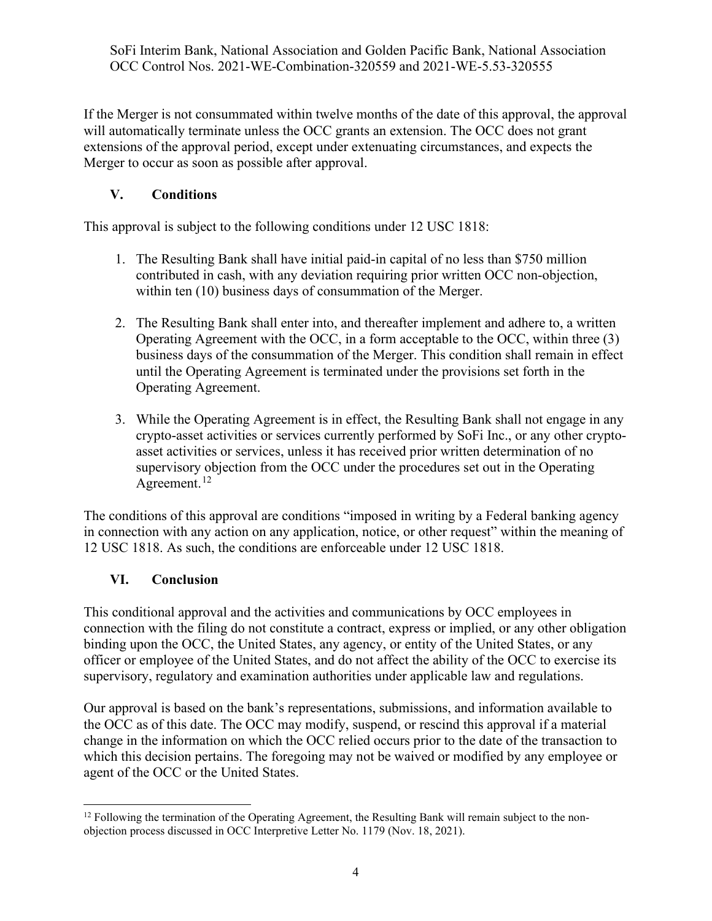If the Merger is not consummated within twelve months of the date of this approval, the approval will automatically terminate unless the OCC grants an extension. The OCC does not grant extensions of the approval period, except under extenuating circumstances, and expects the Merger to occur as soon as possible after approval.

## V. Conditions

This approval is subject to the following conditions under 12 USC 1818:

1. The Resulting Bank shall have initial paid-in capital of no less than $750 million contributed in cash, with any deviation requiring prior written OCC non-objection, within ten (10) business days of consummation of the Merger.
2. The Resulting Bank shall enter into, and thereafter implement and adhere to, a written Operating Agreement with the OCC, in a form acceptable to the OCC, within three (3) business days of the consummation of the Merger. This condition shall remain in effect until the Operating Agreement is terminated under the provisions set forth in the Operating Agreement.
3. While the Operating Agreement is in effect, the Resulting Bank shall not engage in any crypto-asset activities or services currently performed by SoFi Inc., or any other crypto-asset activities or services, unless it has received prior written determination of no supervisory objection from the OCC under the procedures set out in the Operating Agreement.[12]

The conditions of this approval are conditions "imposed in writing by a Federal banking agency in connection with any action on any application, notice, or other request" within the meaning of 12 USC 1818. As such, the conditions are enforceable under 12 USC 1818.

## VI. Conclusion

This conditional approval and the activities and communications by OCC employees in connection with the filing do not constitute a contract, express or implied, or any other obligation binding upon the OCC, the United States, any agency, or entity of the United States, or any officer or employee of the United States, and do not affect the ability of the OCC to exercise its supervisory, regulatory and examination authorities under applicable law and regulations.

Our approval is based on the bank's representations, submissions, and information available to the OCC as of this date. The OCC may modify, suspend, or rescind this approval if a material change in the information on which the OCC relied occurs prior to the date of the transaction to which this decision pertains. The foregoing may not be waived or modified by any employee or agent of the OCC or the United States.

---

[12] Following the termination of the Operating Agreement, the Resulting Bank will remain subject to the non-objection process discussed in OCC Interpretive Letter No. 1179 (Nov. 18, 2021).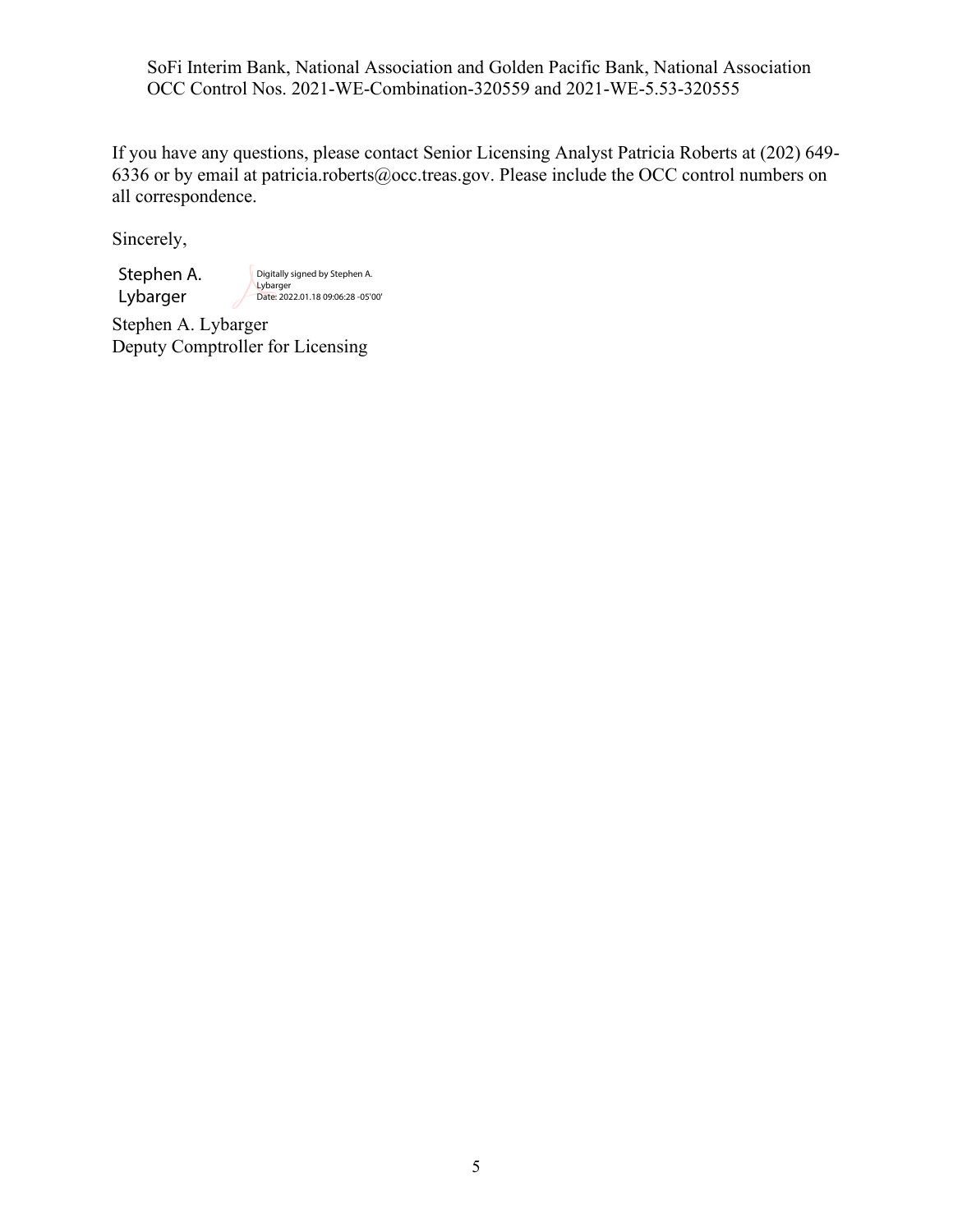If you have any questions, please contact Senior Licensing Analyst Patricia Roberts at (202) 649-6336 or by email at patricia.roberts@occ.treas.gov. Please include the OCC control numbers on all correspondence.

Sincerely,

Stephen A. Lybarger
Digitally signed by Stephen A. Lybarger
Date: 2022.01.18 09:06:28 -05'00'

Stephen A. Lybarger
Deputy Comptroller for Licensing